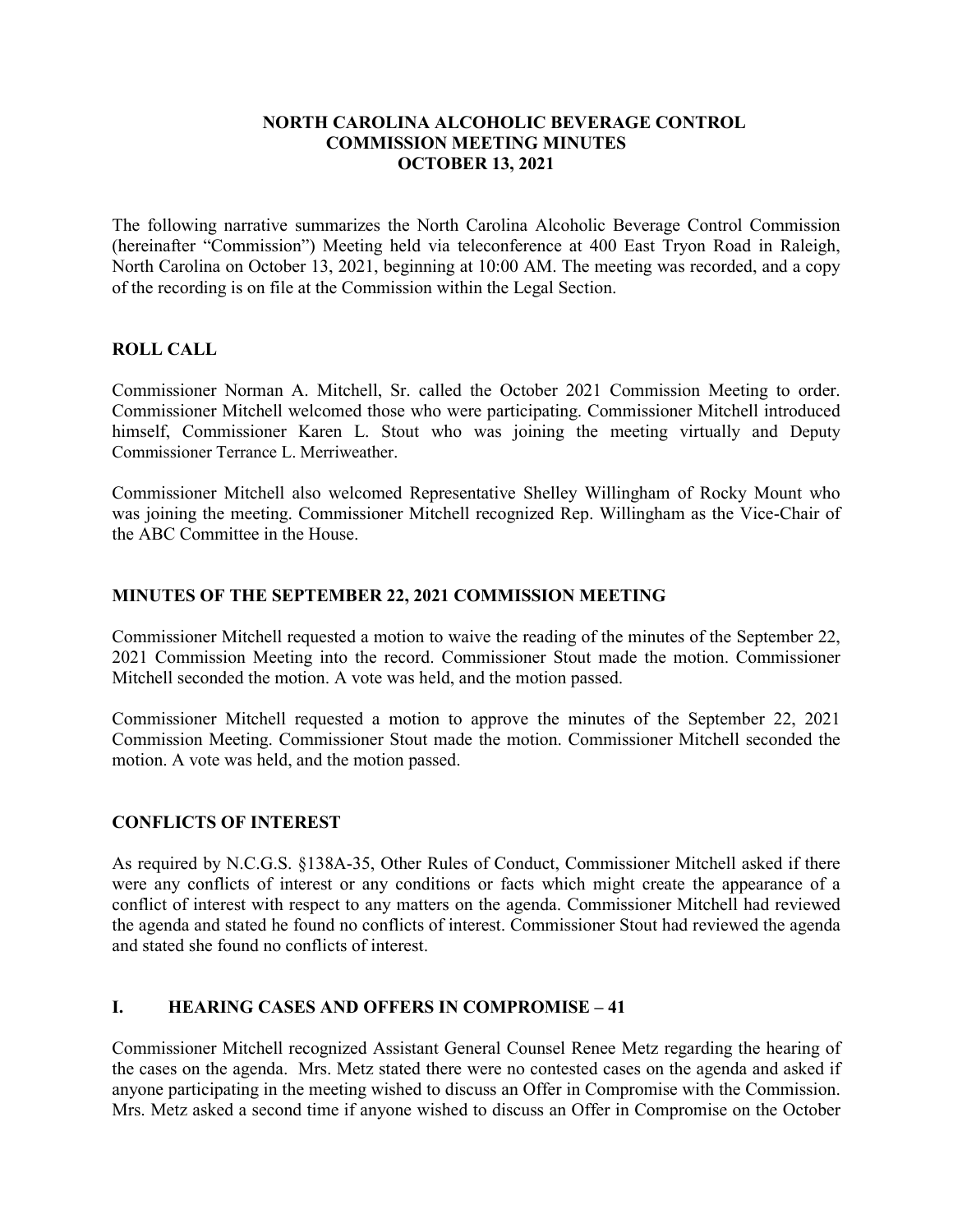# NORTH CAROLINA ALCOHOLIC BEVERAGE CONTROL COMMISSION MEETING MINUTES OCTOBER 13, 2021

The following narrative summarizes the North Carolina Alcoholic Beverage Control Commission (hereinafter "Commission") Meeting held via teleconference at 400 East Tryon Road in Raleigh, North Carolina on October 13, 2021, beginning at 10:00 AM. The meeting was recorded, and a copy of the recording is on file at the Commission within the Legal Section.

## ROLL CALL

Commissioner Norman A. Mitchell, Sr. called the October 2021 Commission Meeting to order. Commissioner Mitchell welcomed those who were participating. Commissioner Mitchell introduced himself, Commissioner Karen L. Stout who was joining the meeting virtually and Deputy Commissioner Terrance L. Merriweather.

Commissioner Mitchell also welcomed Representative Shelley Willingham of Rocky Mount who was joining the meeting. Commissioner Mitchell recognized Rep. Willingham as the Vice-Chair of the ABC Committee in the House.

## MINUTES OF THE SEPTEMBER 22, 2021 COMMISSION MEETING

Commissioner Mitchell requested a motion to waive the reading of the minutes of the September 22, 2021 Commission Meeting into the record. Commissioner Stout made the motion. Commissioner Mitchell seconded the motion. A vote was held, and the motion passed.

Commissioner Mitchell requested a motion to approve the minutes of the September 22, 2021 Commission Meeting. Commissioner Stout made the motion. Commissioner Mitchell seconded the motion. A vote was held, and the motion passed.

## CONFLICTS OF INTEREST

As required by N.C.G.S. §138A-35, Other Rules of Conduct, Commissioner Mitchell asked if there were any conflicts of interest or any conditions or facts which might create the appearance of a conflict of interest with respect to any matters on the agenda. Commissioner Mitchell had reviewed the agenda and stated he found no conflicts of interest. Commissioner Stout had reviewed the agenda and stated she found no conflicts of interest.

## I. HEARING CASES AND OFFERS IN COMPROMISE – 41

Commissioner Mitchell recognized Assistant General Counsel Renee Metz regarding the hearing of the cases on the agenda. Mrs. Metz stated there were no contested cases on the agenda and asked if anyone participating in the meeting wished to discuss an Offer in Compromise with the Commission. Mrs. Metz asked a second time if anyone wished to discuss an Offer in Compromise on the October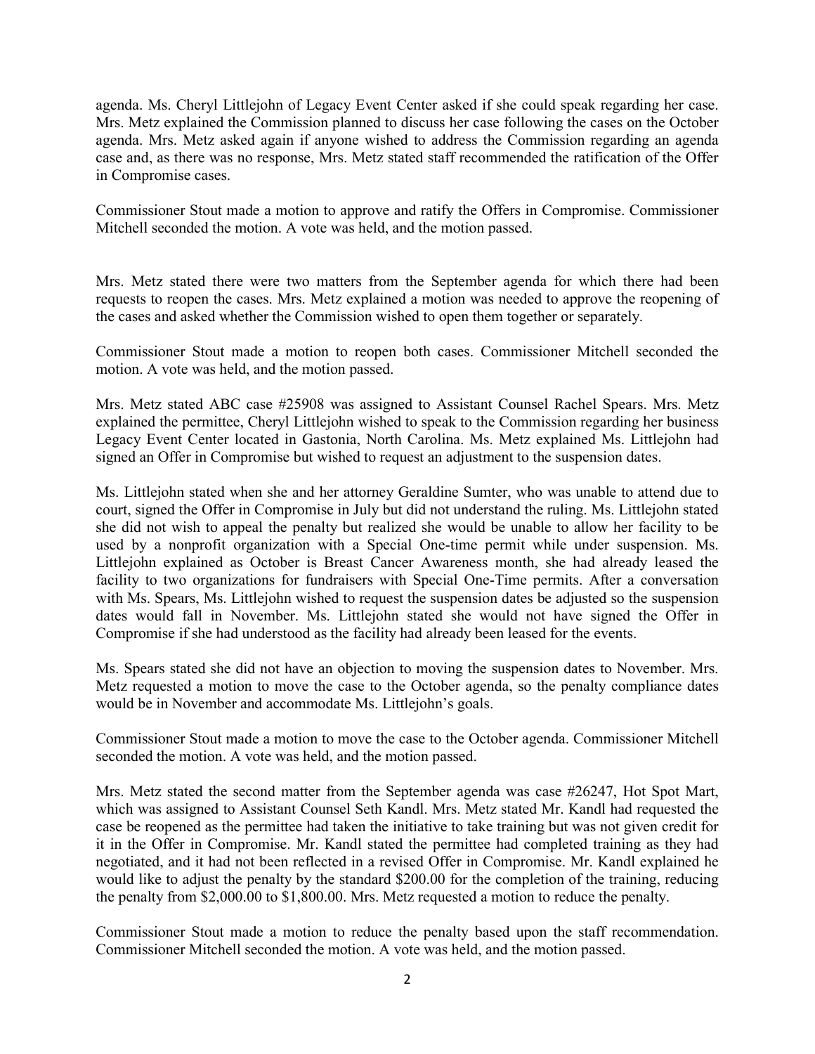agenda. Ms. Cheryl Littlejohn of Legacy Event Center asked if she could speak regarding her case. Mrs. Metz explained the Commission planned to discuss her case following the cases on the October agenda. Mrs. Metz asked again if anyone wished to address the Commission regarding an agenda case and, as there was no response, Mrs. Metz stated staff recommended the ratification of the Offer in Compromise cases.

Commissioner Stout made a motion to approve and ratify the Offers in Compromise. Commissioner Mitchell seconded the motion. A vote was held, and the motion passed.

Mrs. Metz stated there were two matters from the September agenda for which there had been requests to reopen the cases. Mrs. Metz explained a motion was needed to approve the reopening of the cases and asked whether the Commission wished to open them together or separately.

Commissioner Stout made a motion to reopen both cases. Commissioner Mitchell seconded the motion. A vote was held, and the motion passed.

Mrs. Metz stated ABC case #25908 was assigned to Assistant Counsel Rachel Spears. Mrs. Metz explained the permittee, Cheryl Littlejohn wished to speak to the Commission regarding her business Legacy Event Center located in Gastonia, North Carolina. Ms. Metz explained Ms. Littlejohn had signed an Offer in Compromise but wished to request an adjustment to the suspension dates.

Ms. Littlejohn stated when she and her attorney Geraldine Sumter, who was unable to attend due to court, signed the Offer in Compromise in July but did not understand the ruling. Ms. Littlejohn stated she did not wish to appeal the penalty but realized she would be unable to allow her facility to be used by a nonprofit organization with a Special One-time permit while under suspension. Ms. Littlejohn explained as October is Breast Cancer Awareness month, she had already leased the facility to two organizations for fundraisers with Special One-Time permits. After a conversation with Ms. Spears, Ms. Littlejohn wished to request the suspension dates be adjusted so the suspension dates would fall in November. Ms. Littlejohn stated she would not have signed the Offer in Compromise if she had understood as the facility had already been leased for the events.

Ms. Spears stated she did not have an objection to moving the suspension dates to November. Mrs. Metz requested a motion to move the case to the October agenda, so the penalty compliance dates would be in November and accommodate Ms. Littlejohn's goals.

Commissioner Stout made a motion to move the case to the October agenda. Commissioner Mitchell seconded the motion. A vote was held, and the motion passed.

Mrs. Metz stated the second matter from the September agenda was case #26247, Hot Spot Mart, which was assigned to Assistant Counsel Seth Kandl. Mrs. Metz stated Mr. Kandl had requested the case be reopened as the permittee had taken the initiative to take training but was not given credit for it in the Offer in Compromise. Mr. Kandl stated the permittee had completed training as they had negotiated, and it had not been reflected in a revised Offer in Compromise. Mr. Kandl explained he would like to adjust the penalty by the standard $200.00 for the completion of the training, reducing the penalty from $2,000.00 to $1,800.00. Mrs. Metz requested a motion to reduce the penalty.

Commissioner Stout made a motion to reduce the penalty based upon the staff recommendation. Commissioner Mitchell seconded the motion. A vote was held, and the motion passed.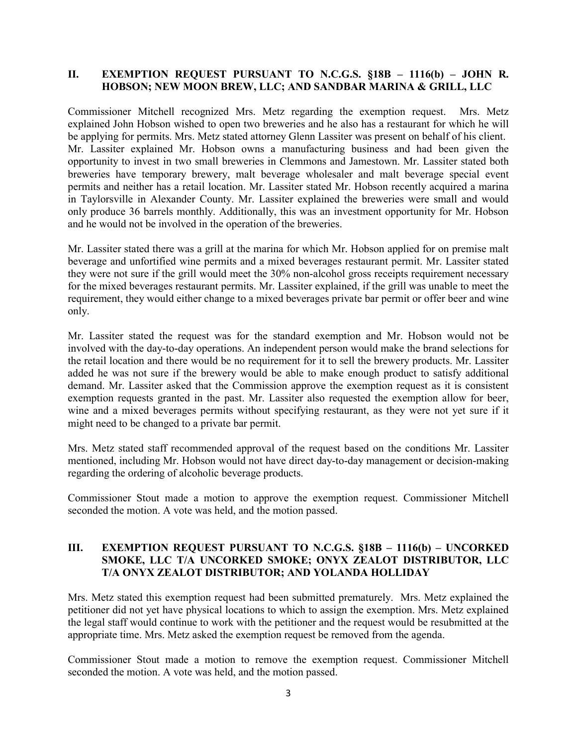## II. EXEMPTION REQUEST PURSUANT TO N.C.G.S. §18B – 1116(b) – JOHN R. HOBSON; NEW MOON BREW, LLC; AND SANDBAR MARINA & GRILL, LLC

Commissioner Mitchell recognized Mrs. Metz regarding the exemption request. Mrs. Metz explained John Hobson wished to open two breweries and he also has a restaurant for which he will be applying for permits. Mrs. Metz stated attorney Glenn Lassiter was present on behalf of his client. Mr. Lassiter explained Mr. Hobson owns a manufacturing business and had been given the opportunity to invest in two small breweries in Clemmons and Jamestown. Mr. Lassiter stated both breweries have temporary brewery, malt beverage wholesaler and malt beverage special event permits and neither has a retail location. Mr. Lassiter stated Mr. Hobson recently acquired a marina in Taylorsville in Alexander County. Mr. Lassiter explained the breweries were small and would only produce 36 barrels monthly. Additionally, this was an investment opportunity for Mr. Hobson and he would not be involved in the operation of the breweries.

Mr. Lassiter stated there was a grill at the marina for which Mr. Hobson applied for on premise malt beverage and unfortified wine permits and a mixed beverages restaurant permit. Mr. Lassiter stated they were not sure if the grill would meet the 30% non-alcohol gross receipts requirement necessary for the mixed beverages restaurant permits. Mr. Lassiter explained, if the grill was unable to meet the requirement, they would either change to a mixed beverages private bar permit or offer beer and wine only.

Mr. Lassiter stated the request was for the standard exemption and Mr. Hobson would not be involved with the day-to-day operations. An independent person would make the brand selections for the retail location and there would be no requirement for it to sell the brewery products. Mr. Lassiter added he was not sure if the brewery would be able to make enough product to satisfy additional demand. Mr. Lassiter asked that the Commission approve the exemption request as it is consistent exemption requests granted in the past. Mr. Lassiter also requested the exemption allow for beer, wine and a mixed beverages permits without specifying restaurant, as they were not yet sure if it might need to be changed to a private bar permit.

Mrs. Metz stated staff recommended approval of the request based on the conditions Mr. Lassiter mentioned, including Mr. Hobson would not have direct day-to-day management or decision-making regarding the ordering of alcoholic beverage products.

Commissioner Stout made a motion to approve the exemption request. Commissioner Mitchell seconded the motion. A vote was held, and the motion passed.

## III. EXEMPTION REQUEST PURSUANT TO N.C.G.S. §18B – 1116(b) – UNCORKED SMOKE, LLC T/A UNCORKED SMOKE; ONYX ZEALOT DISTRIBUTOR, LLC T/A ONYX ZEALOT DISTRIBUTOR; AND YOLANDA HOLLIDAY

Mrs. Metz stated this exemption request had been submitted prematurely. Mrs. Metz explained the petitioner did not yet have physical locations to which to assign the exemption. Mrs. Metz explained the legal staff would continue to work with the petitioner and the request would be resubmitted at the appropriate time. Mrs. Metz asked the exemption request be removed from the agenda.

Commissioner Stout made a motion to remove the exemption request. Commissioner Mitchell seconded the motion. A vote was held, and the motion passed.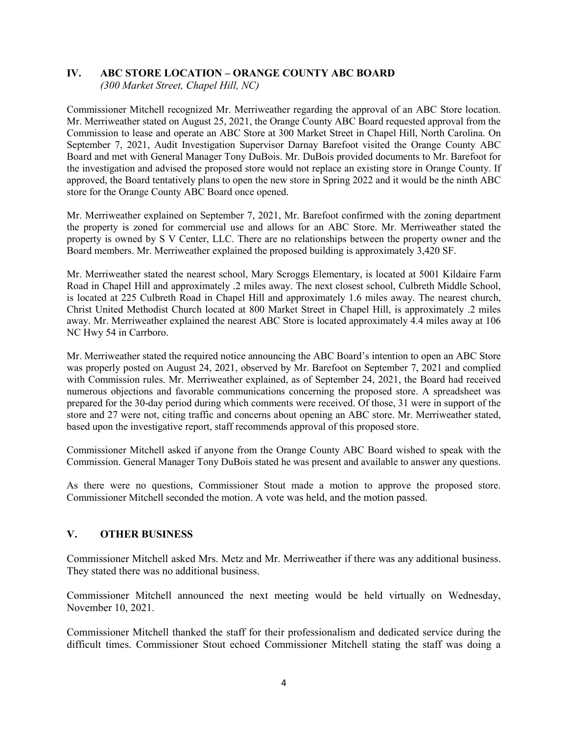## IV. ABC STORE LOCATION – ORANGE COUNTY ABC BOARD

*(300 Market Street, Chapel Hill, NC)*

Commissioner Mitchell recognized Mr. Merriweather regarding the approval of an ABC Store location. Mr. Merriweather stated on August 25, 2021, the Orange County ABC Board requested approval from the Commission to lease and operate an ABC Store at 300 Market Street in Chapel Hill, North Carolina. On September 7, 2021, Audit Investigation Supervisor Darnay Barefoot visited the Orange County ABC Board and met with General Manager Tony DuBois. Mr. DuBois provided documents to Mr. Barefoot for the investigation and advised the proposed store would not replace an existing store in Orange County. If approved, the Board tentatively plans to open the new store in Spring 2022 and it would be the ninth ABC store for the Orange County ABC Board once opened.

Mr. Merriweather explained on September 7, 2021, Mr. Barefoot confirmed with the zoning department the property is zoned for commercial use and allows for an ABC Store. Mr. Merriweather stated the property is owned by S V Center, LLC. There are no relationships between the property owner and the Board members. Mr. Merriweather explained the proposed building is approximately 3,420 SF.

Mr. Merriweather stated the nearest school, Mary Scroggs Elementary, is located at 5001 Kildaire Farm Road in Chapel Hill and approximately .2 miles away. The next closest school, Culbreth Middle School, is located at 225 Culbreth Road in Chapel Hill and approximately 1.6 miles away. The nearest church, Christ United Methodist Church located at 800 Market Street in Chapel Hill, is approximately .2 miles away. Mr. Merriweather explained the nearest ABC Store is located approximately 4.4 miles away at 106 NC Hwy 54 in Carrboro.

Mr. Merriweather stated the required notice announcing the ABC Board's intention to open an ABC Store was properly posted on August 24, 2021, observed by Mr. Barefoot on September 7, 2021 and complied with Commission rules. Mr. Merriweather explained, as of September 24, 2021, the Board had received numerous objections and favorable communications concerning the proposed store. A spreadsheet was prepared for the 30-day period during which comments were received. Of those, 31 were in support of the store and 27 were not, citing traffic and concerns about opening an ABC store. Mr. Merriweather stated, based upon the investigative report, staff recommends approval of this proposed store.

Commissioner Mitchell asked if anyone from the Orange County ABC Board wished to speak with the Commission. General Manager Tony DuBois stated he was present and available to answer any questions.

As there were no questions, Commissioner Stout made a motion to approve the proposed store. Commissioner Mitchell seconded the motion. A vote was held, and the motion passed.

## V. OTHER BUSINESS

Commissioner Mitchell asked Mrs. Metz and Mr. Merriweather if there was any additional business. They stated there was no additional business.

Commissioner Mitchell announced the next meeting would be held virtually on Wednesday, November 10, 2021.

Commissioner Mitchell thanked the staff for their professionalism and dedicated service during the difficult times. Commissioner Stout echoed Commissioner Mitchell stating the staff was doing a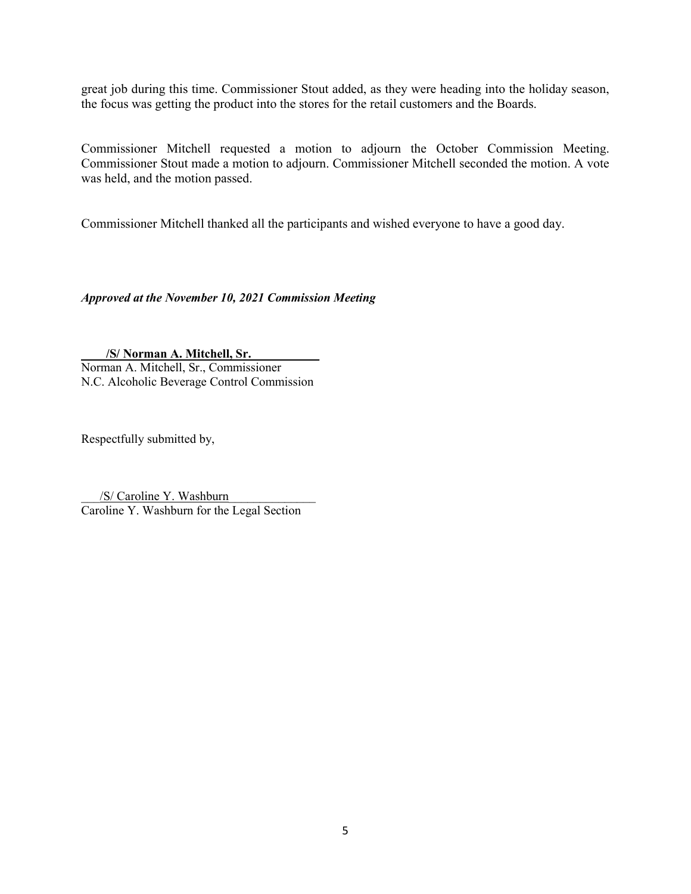great job during this time. Commissioner Stout added, as they were heading into the holiday season, the focus was getting the product into the stores for the retail customers and the Boards.

Commissioner Mitchell requested a motion to adjourn the October Commission Meeting. Commissioner Stout made a motion to adjourn. Commissioner Mitchell seconded the motion. A vote was held, and the motion passed.

Commissioner Mitchell thanked all the participants and wished everyone to have a good day.

***Approved at the November 10, 2021 Commission Meeting***

**/S/ Norman A. Mitchell, Sr.**
Norman A. Mitchell, Sr., Commissioner
N.C. Alcoholic Beverage Control Commission

Respectfully submitted by,

/S/ Caroline Y. Washburn
Caroline Y. Washburn for the Legal Section